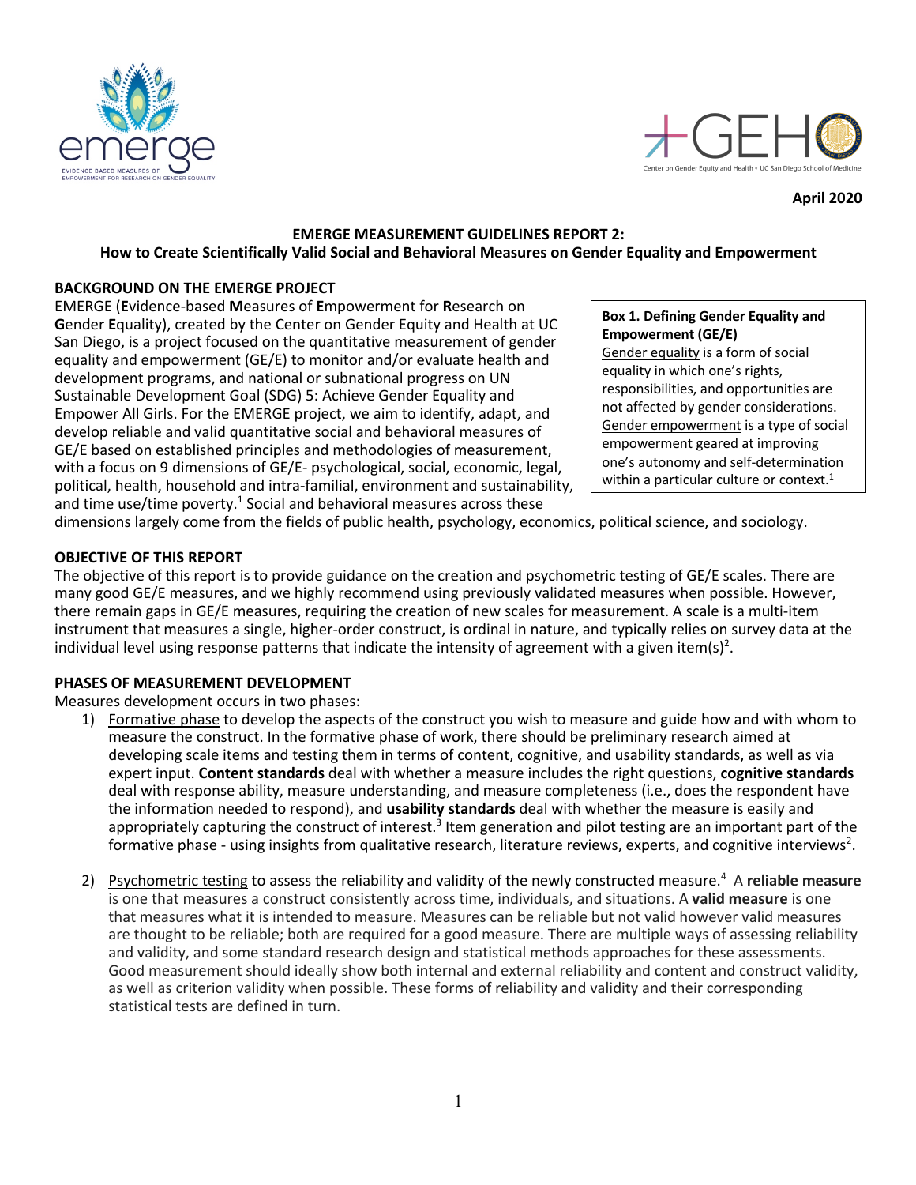April 2020

# EMERGE MEASUREMENT GUIDELINES REPORT 2: How to Create Scientifically Valid Social and Behavioral Measures on Gender Equality and Empowerment

## BACKGROUND ON THE EMERGE PROJECT

EMERGE (**E**vidence-based **M**easures of **E**mpowerment for **R**esearch on **G**ender **E**quality), created by the Center on Gender Equity and Health at UC San Diego, is a project focused on the quantitative measurement of gender equality and empowerment (GE/E) to monitor and/or evaluate health and development programs, and national or subnational progress on UN Sustainable Development Goal (SDG) 5: Achieve Gender Equality and Empower All Girls. For the EMERGE project, we aim to identify, adapt, and develop reliable and valid quantitative social and behavioral measures of GE/E based on established principles and methodologies of measurement, with a focus on 9 dimensions of GE/E- psychological, social, economic, legal, political, health, household and intra-familial, environment and sustainability, and time use/time poverty.[1] Social and behavioral measures across these dimensions largely come from the fields of public health, psychology, economics, political science, and sociology.

> **Box 1. Defining Gender Equality and Empowerment (GE/E)**
>
> Gender equality is a form of social equality in which one's rights, responsibilities, and opportunities are not affected by gender considerations. Gender empowerment is a type of social empowerment geared at improving one's autonomy and self-determination within a particular culture or context.[1]

## OBJECTIVE OF THIS REPORT

The objective of this report is to provide guidance on the creation and psychometric testing of GE/E scales. There are many good GE/E measures, and we highly recommend using previously validated measures when possible. However, there remain gaps in GE/E measures, requiring the creation of new scales for measurement. A scale is a multi-item instrument that measures a single, higher-order construct, is ordinal in nature, and typically relies on survey data at the individual level using response patterns that indicate the intensity of agreement with a given item(s)[2].

## PHASES OF MEASUREMENT DEVELOPMENT

Measures development occurs in two phases:

1) Formative phase to develop the aspects of the construct you wish to measure and guide how and with whom to measure the construct. In the formative phase of work, there should be preliminary research aimed at developing scale items and testing them in terms of content, cognitive, and usability standards, as well as via expert input. **Content standards** deal with whether a measure includes the right questions, **cognitive standards** deal with response ability, measure understanding, and measure completeness (i.e., does the respondent have the information needed to respond), and **usability standards** deal with whether the measure is easily and appropriately capturing the construct of interest.[3] Item generation and pilot testing are an important part of the formative phase - using insights from qualitative research, literature reviews, experts, and cognitive interviews[2].

2) Psychometric testing to assess the reliability and validity of the newly constructed measure.[4] A **reliable measure** is one that measures a construct consistently across time, individuals, and situations. A **valid measure** is one that measures what it is intended to measure. Measures can be reliable but not valid however valid measures are thought to be reliable; both are required for a good measure. There are multiple ways of assessing reliability and validity, and some standard research design and statistical methods approaches for these assessments. Good measurement should ideally show both internal and external reliability and content and construct validity, as well as criterion validity when possible. These forms of reliability and validity and their corresponding statistical tests are defined in turn.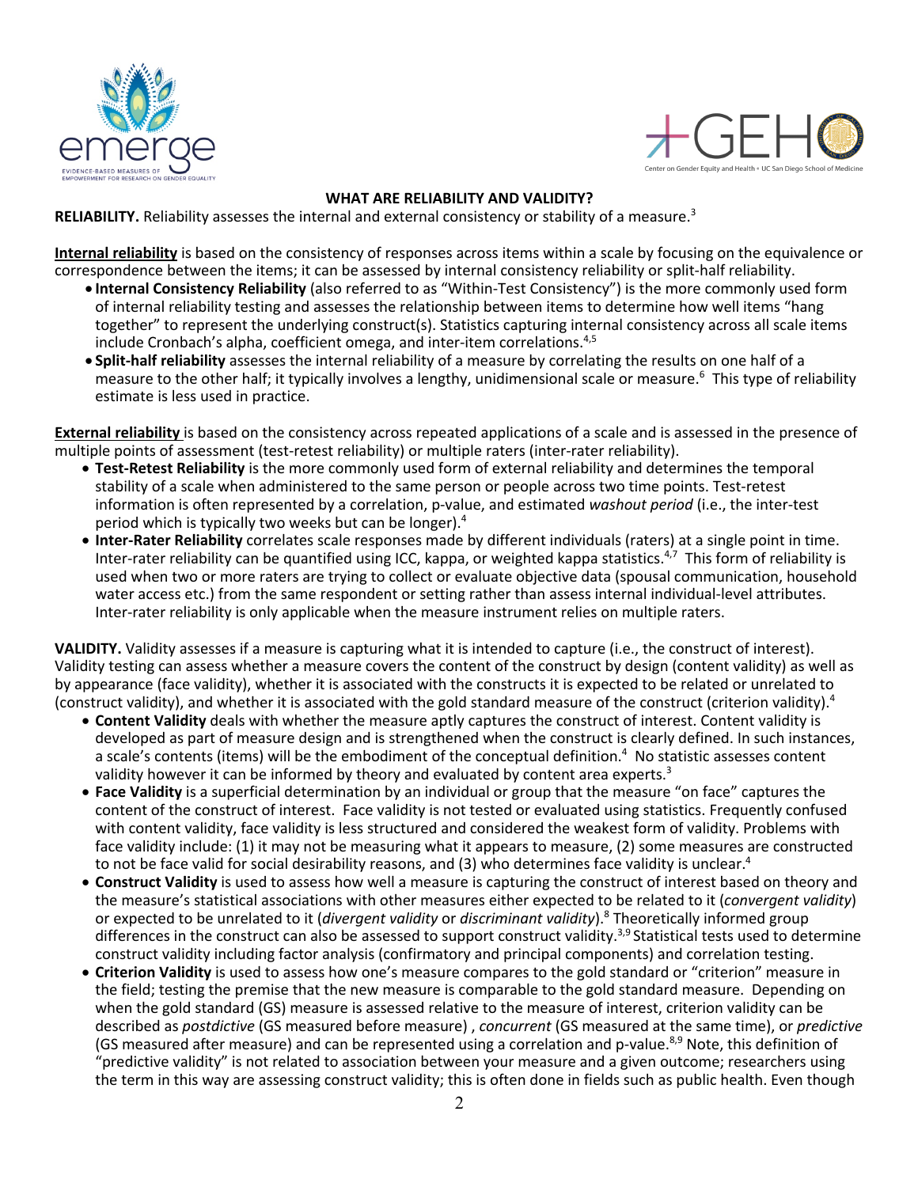**WHAT ARE RELIABILITY AND VALIDITY?**

**RELIABILITY.** Reliability assesses the internal and external consistency or stability of a measure.[3]

**Internal reliability** is based on the consistency of responses across items within a scale by focusing on the equivalence or correspondence between the items; it can be assessed by internal consistency reliability or split-half reliability.

- **Internal Consistency Reliability** (also referred to as "Within-Test Consistency") is the more commonly used form of internal reliability testing and assesses the relationship between items to determine how well items "hang together" to represent the underlying construct(s). Statistics capturing internal consistency across all scale items include Cronbach's alpha, coefficient omega, and inter-item correlations.[4,5]
- **Split-half reliability** assesses the internal reliability of a measure by correlating the results on one half of a measure to the other half; it typically involves a lengthy, unidimensional scale or measure.[6] This type of reliability estimate is less used in practice.

**External reliability** is based on the consistency across repeated applications of a scale and is assessed in the presence of multiple points of assessment (test-retest reliability) or multiple raters (inter-rater reliability).

- **Test-Retest Reliability** is the more commonly used form of external reliability and determines the temporal stability of a scale when administered to the same person or people across two time points. Test-retest information is often represented by a correlation, p-value, and estimated *washout period* (i.e., the inter-test period which is typically two weeks but can be longer).[4]
- **Inter-Rater Reliability** correlates scale responses made by different individuals (raters) at a single point in time. Inter-rater reliability can be quantified using ICC, kappa, or weighted kappa statistics.[4,7] This form of reliability is used when two or more raters are trying to collect or evaluate objective data (spousal communication, household water access etc.) from the same respondent or setting rather than assess internal individual-level attributes. Inter-rater reliability is only applicable when the measure instrument relies on multiple raters.

**VALIDITY.** Validity assesses if a measure is capturing what it is intended to capture (i.e., the construct of interest). Validity testing can assess whether a measure covers the content of the construct by design (content validity) as well as by appearance (face validity), whether it is associated with the constructs it is expected to be related or unrelated to (construct validity), and whether it is associated with the gold standard measure of the construct (criterion validity).[4]

- **Content Validity** deals with whether the measure aptly captures the construct of interest. Content validity is developed as part of measure design and is strengthened when the construct is clearly defined. In such instances, a scale's contents (items) will be the embodiment of the conceptual definition.[4] No statistic assesses content validity however it can be informed by theory and evaluated by content area experts.[3]
- **Face Validity** is a superficial determination by an individual or group that the measure "on face" captures the content of the construct of interest. Face validity is not tested or evaluated using statistics. Frequently confused with content validity, face validity is less structured and considered the weakest form of validity. Problems with face validity include: (1) it may not be measuring what it appears to measure, (2) some measures are constructed to not be face valid for social desirability reasons, and (3) who determines face validity is unclear.[4]
- **Construct Validity** is used to assess how well a measure is capturing the construct of interest based on theory and the measure's statistical associations with other measures either expected to be related to it (*convergent validity*) or expected to be unrelated to it (*divergent validity* or *discriminant validity*).[8] Theoretically informed group differences in the construct can also be assessed to support construct validity.[3,9] Statistical tests used to determine construct validity including factor analysis (confirmatory and principal components) and correlation testing.
- **Criterion Validity** is used to assess how one's measure compares to the gold standard or "criterion" measure in the field; testing the premise that the new measure is comparable to the gold standard measure. Depending on when the gold standard (GS) measure is assessed relative to the measure of interest, criterion validity can be described as *postdictive* (GS measured before measure) , *concurrent* (GS measured at the same time), or *predictive* (GS measured after measure) and can be represented using a correlation and p-value.[8,9] Note, this definition of "predictive validity" is not related to association between your measure and a given outcome; researchers using the term in this way are assessing construct validity; this is often done in fields such as public health. Even though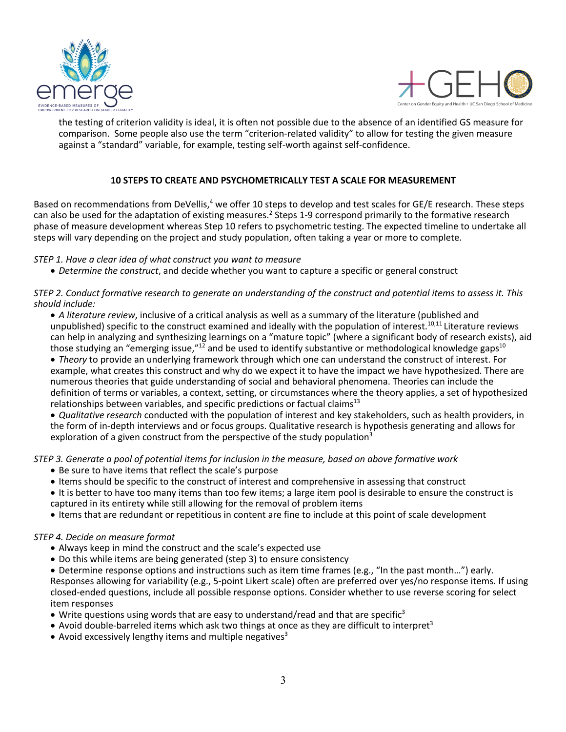the testing of criterion validity is ideal, it is often not possible due to the absence of an identified GS measure for comparison. Some people also use the term "criterion-related validity" to allow for testing the given measure against a "standard" variable, for example, testing self-worth against self-confidence.

## 10 STEPS TO CREATE AND PSYCHOMETRICALLY TEST A SCALE FOR MEASUREMENT

Based on recommendations from DeVellis,[4] we offer 10 steps to develop and test scales for GE/E research. These steps can also be used for the adaptation of existing measures.[2] Steps 1-9 correspond primarily to the formative research phase of measure development whereas Step 10 refers to psychometric testing. The expected timeline to undertake all steps will vary depending on the project and study population, often taking a year or more to complete.

*STEP 1. Have a clear idea of what construct you want to measure*

- *Determine the construct*, and decide whether you want to capture a specific or general construct

*STEP 2. Conduct formative research to generate an understanding of the construct and potential items to assess it. This should include:*

- *A literature review*, inclusive of a critical analysis as well as a summary of the literature (published and unpublished) specific to the construct examined and ideally with the population of interest.[10,11] Literature reviews can help in analyzing and synthesizing learnings on a "mature topic" (where a significant body of research exists), aid those studying an "emerging issue,"[12] and be used to identify substantive or methodological knowledge gaps[10]
- *Theory* to provide an underlying framework through which one can understand the construct of interest. For example, what creates this construct and why do we expect it to have the impact we have hypothesized. There are numerous theories that guide understanding of social and behavioral phenomena. Theories can include the definition of terms or variables, a context, setting, or circumstances where the theory applies, a set of hypothesized relationships between variables, and specific predictions or factual claims[13]
- *Qualitative research* conducted with the population of interest and key stakeholders, such as health providers, in the form of in-depth interviews and or focus groups. Qualitative research is hypothesis generating and allows for exploration of a given construct from the perspective of the study population[3]

*STEP 3. Generate a pool of potential items for inclusion in the measure, based on above formative work*

- Be sure to have items that reflect the scale's purpose
- Items should be specific to the construct of interest and comprehensive in assessing that construct
- It is better to have too many items than too few items; a large item pool is desirable to ensure the construct is captured in its entirety while still allowing for the removal of problem items
- Items that are redundant or repetitious in content are fine to include at this point of scale development

*STEP 4. Decide on measure format*

- Always keep in mind the construct and the scale's expected use
- Do this while items are being generated (step 3) to ensure consistency
- Determine response options and instructions such as item time frames (e.g., "In the past month…") early. Responses allowing for variability (e.g., 5-point Likert scale) often are preferred over yes/no response items. If using closed-ended questions, include all possible response options. Consider whether to use reverse scoring for select item responses
- Write questions using words that are easy to understand/read and that are specific[3]
- Avoid double-barreled items which ask two things at once as they are difficult to interpret[3]
- Avoid excessively lengthy items and multiple negatives[3]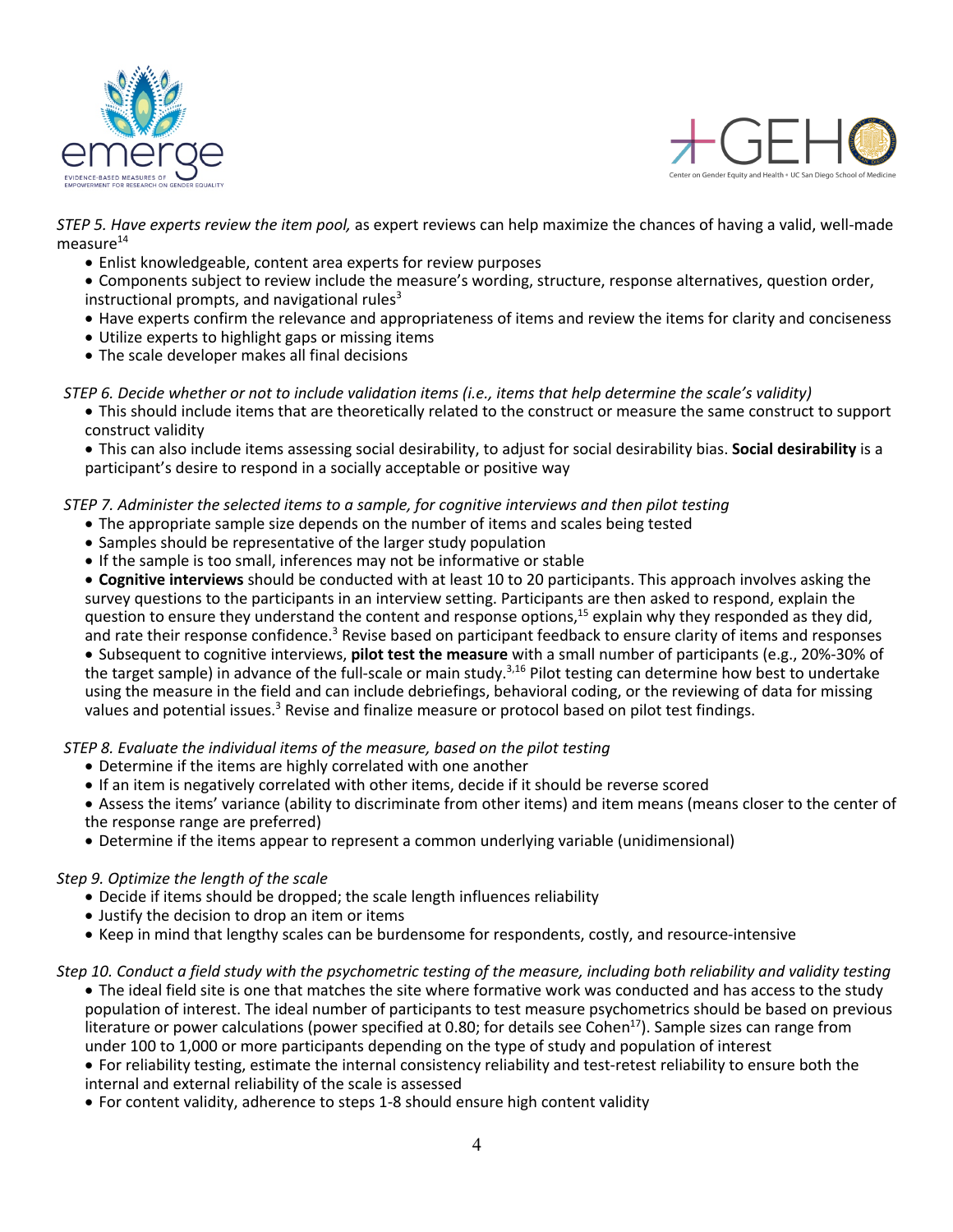*STEP 5. Have experts review the item pool,* as expert reviews can help maximize the chances of having a valid, well-made measure[14]

- Enlist knowledgeable, content area experts for review purposes
- Components subject to review include the measure's wording, structure, response alternatives, question order, instructional prompts, and navigational rules[3]
- Have experts confirm the relevance and appropriateness of items and review the items for clarity and conciseness
- Utilize experts to highlight gaps or missing items
- The scale developer makes all final decisions

*STEP 6. Decide whether or not to include validation items (i.e., items that help determine the scale's validity)*

- This should include items that are theoretically related to the construct or measure the same construct to support construct validity
- This can also include items assessing social desirability, to adjust for social desirability bias. **Social desirability** is a participant's desire to respond in a socially acceptable or positive way

*STEP 7. Administer the selected items to a sample, for cognitive interviews and then pilot testing*

- The appropriate sample size depends on the number of items and scales being tested
- Samples should be representative of the larger study population
- If the sample is too small, inferences may not be informative or stable
- **Cognitive interviews** should be conducted with at least 10 to 20 participants. This approach involves asking the survey questions to the participants in an interview setting. Participants are then asked to respond, explain the question to ensure they understand the content and response options,[15] explain why they responded as they did, and rate their response confidence.[3] Revise based on participant feedback to ensure clarity of items and responses
- Subsequent to cognitive interviews, **pilot test the measure** with a small number of participants (e.g., 20%-30% of the target sample) in advance of the full-scale or main study.[3,16] Pilot testing can determine how best to undertake using the measure in the field and can include debriefings, behavioral coding, or the reviewing of data for missing values and potential issues.[3] Revise and finalize measure or protocol based on pilot test findings.

*STEP 8. Evaluate the individual items of the measure, based on the pilot testing*

- Determine if the items are highly correlated with one another
- If an item is negatively correlated with other items, decide if it should be reverse scored
- Assess the items' variance (ability to discriminate from other items) and item means (means closer to the center of the response range are preferred)
- Determine if the items appear to represent a common underlying variable (unidimensional)

*Step 9. Optimize the length of the scale*

- Decide if items should be dropped; the scale length influences reliability
- Justify the decision to drop an item or items
- Keep in mind that lengthy scales can be burdensome for respondents, costly, and resource-intensive

*Step 10. Conduct a field study with the psychometric testing of the measure, including both reliability and validity testing*

- The ideal field site is one that matches the site where formative work was conducted and has access to the study population of interest. The ideal number of participants to test measure psychometrics should be based on previous literature or power calculations (power specified at 0.80; for details see Cohen[17]). Sample sizes can range from under 100 to 1,000 or more participants depending on the type of study and population of interest
- For reliability testing, estimate the internal consistency reliability and test-retest reliability to ensure both the internal and external reliability of the scale is assessed
- For content validity, adherence to steps 1-8 should ensure high content validity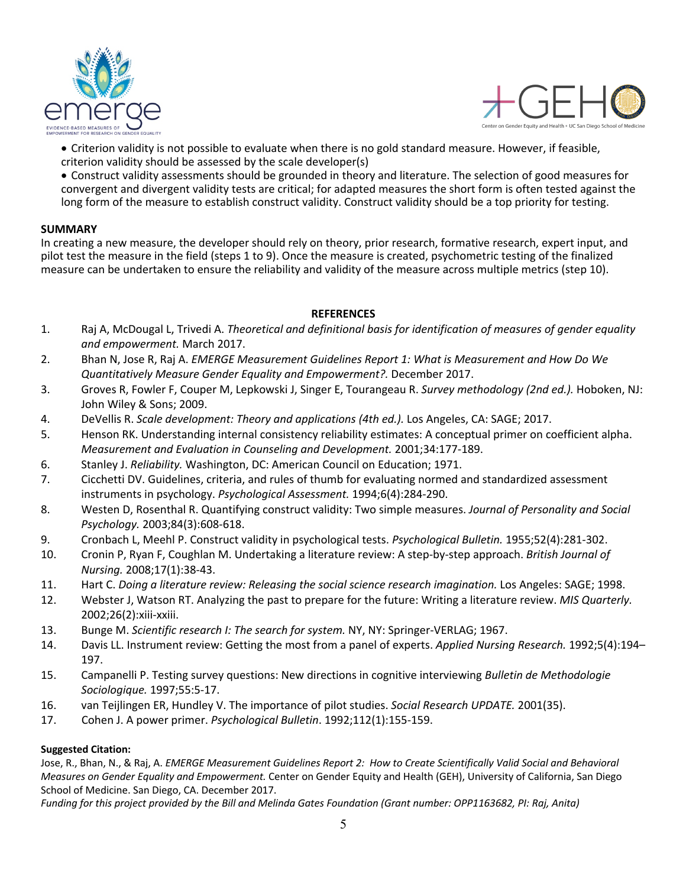- Criterion validity is not possible to evaluate when there is no gold standard measure. However, if feasible, criterion validity should be assessed by the scale developer(s)
- Construct validity assessments should be grounded in theory and literature. The selection of good measures for convergent and divergent validity tests are critical; for adapted measures the short form is often tested against the long form of the measure to establish construct validity. Construct validity should be a top priority for testing.

**SUMMARY**

In creating a new measure, the developer should rely on theory, prior research, formative research, expert input, and pilot test the measure in the field (steps 1 to 9). Once the measure is created, psychometric testing of the finalized measure can be undertaken to ensure the reliability and validity of the measure across multiple metrics (step 10).

**REFERENCES**

1. Raj A, McDougal L, Trivedi A. *Theoretical and definitional basis for identification of measures of gender equality and empowerment.* March 2017.
2. Bhan N, Jose R, Raj A. *EMERGE Measurement Guidelines Report 1: What is Measurement and How Do We Quantitatively Measure Gender Equality and Empowerment?.* December 2017.
3. Groves R, Fowler F, Couper M, Lepkowski J, Singer E, Tourangeau R. *Survey methodology (2nd ed.).* Hoboken, NJ: John Wiley & Sons; 2009.
4. DeVellis R. *Scale development: Theory and applications (4th ed.).* Los Angeles, CA: SAGE; 2017.
5. Henson RK. Understanding internal consistency reliability estimates: A conceptual primer on coefficient alpha. *Measurement and Evaluation in Counseling and Development.* 2001;34:177-189.
6. Stanley J. *Reliability.* Washington, DC: American Council on Education; 1971.
7. Cicchetti DV. Guidelines, criteria, and rules of thumb for evaluating normed and standardized assessment instruments in psychology. *Psychological Assessment.* 1994;6(4):284-290.
8. Westen D, Rosenthal R. Quantifying construct validity: Two simple measures. *Journal of Personality and Social Psychology.* 2003;84(3):608-618.
9. Cronbach L, Meehl P. Construct validity in psychological tests. *Psychological Bulletin.* 1955;52(4):281-302.
10. Cronin P, Ryan F, Coughlan M. Undertaking a literature review: A step-by-step approach. *British Journal of Nursing.* 2008;17(1):38-43.
11. Hart C. *Doing a literature review: Releasing the social science research imagination.* Los Angeles: SAGE; 1998.
12. Webster J, Watson RT. Analyzing the past to prepare for the future: Writing a literature review. *MIS Quarterly.* 2002;26(2):xiii-xxiii.
13. Bunge M. *Scientific research I: The search for system.* NY, NY: Springer-VERLAG; 1967.
14. Davis LL. Instrument review: Getting the most from a panel of experts. *Applied Nursing Research.* 1992;5(4):194–197.
15. Campanelli P. Testing survey questions: New directions in cognitive interviewing *Bulletin de Methodologie Sociologique.* 1997;55:5-17.
16. van Teijlingen ER, Hundley V. The importance of pilot studies. *Social Research UPDATE.* 2001(35).
17. Cohen J. A power primer. *Psychological Bulletin*. 1992;112(1):155-159.

**Suggested Citation:**

Jose, R., Bhan, N., & Raj, A. *EMERGE Measurement Guidelines Report 2: How to Create Scientifically Valid Social and Behavioral Measures on Gender Equality and Empowerment.* Center on Gender Equity and Health (GEH), University of California, San Diego School of Medicine. San Diego, CA. December 2017.

*Funding for this project provided by the Bill and Melinda Gates Foundation (Grant number: OPP1163682, PI: Raj, Anita)*